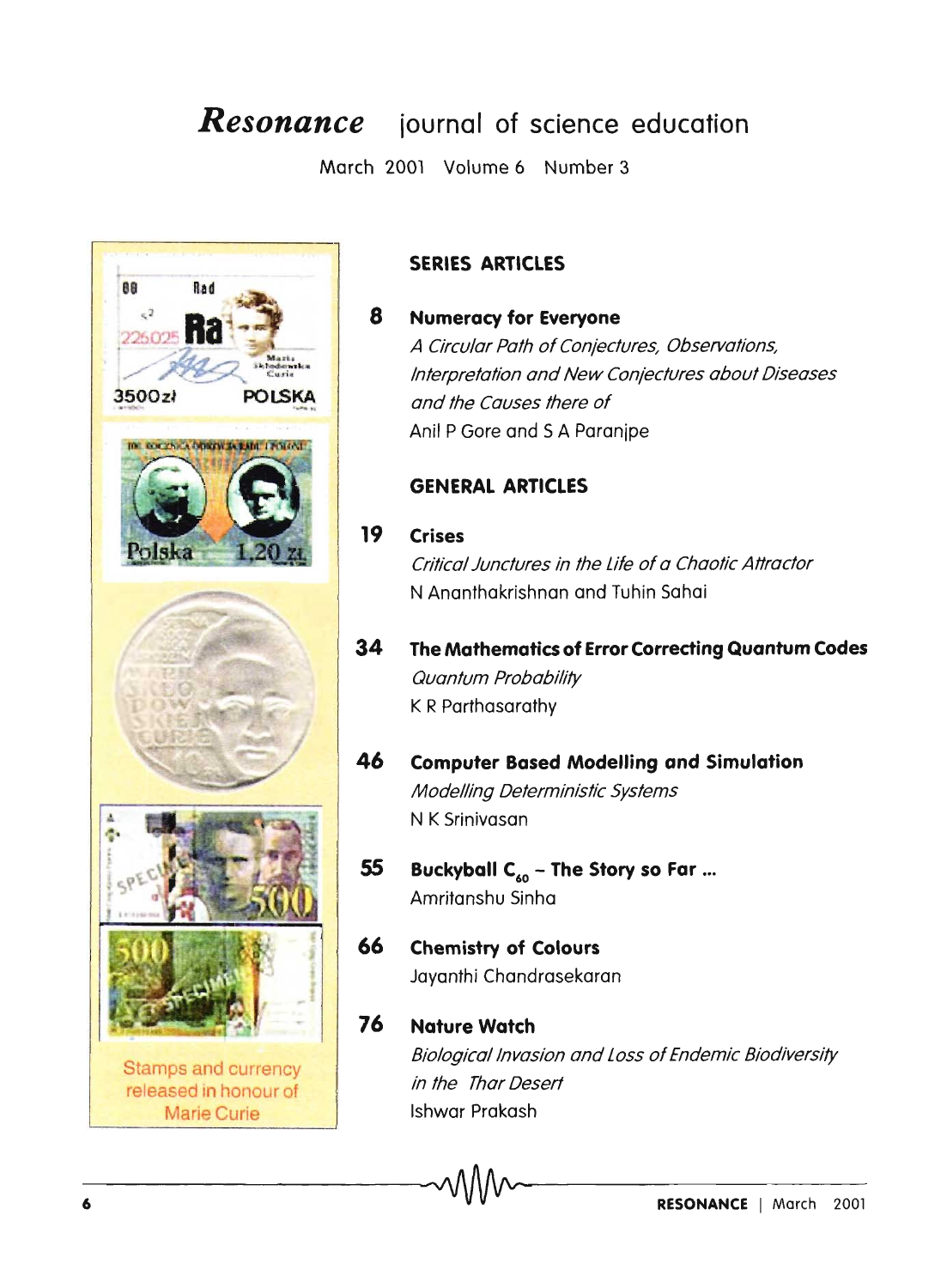# *Resonance* journal of science education

March 2001 Volume 6 Number 3

Stamps and currency released in honour of Marie Curie

## SERIES ARTICLES

**8** **Numeracy for Everyone**
*A Circular Path of Conjectures, Observations, Interpretation and New Conjectures about Diseases and the Causes there of*
Anil P Gore and S A Paranjpe

## GENERAL ARTICLES

**19** **Crises**
*Critical Junctures in the Life of a Chaotic Attractor*
N Ananthakrishnan and Tuhin Sahai

**34** **The Mathematics of Error Correcting Quantum Codes**
*Quantum Probability*
K R Parthasarathy

**46** **Computer Based Modelling and Simulation**
*Modelling Deterministic Systems*
N K Srinivasan

**55** **Buckyball $C_{60}$ – The Story so Far ...**
Amritanshu Sinha

**66** **Chemistry of Colours**
Jayanthi Chandrasekaran

**76** **Nature Watch**
*Biological Invasion and Loss of Endemic Biodiversity in the Thar Desert*
Ishwar Prakash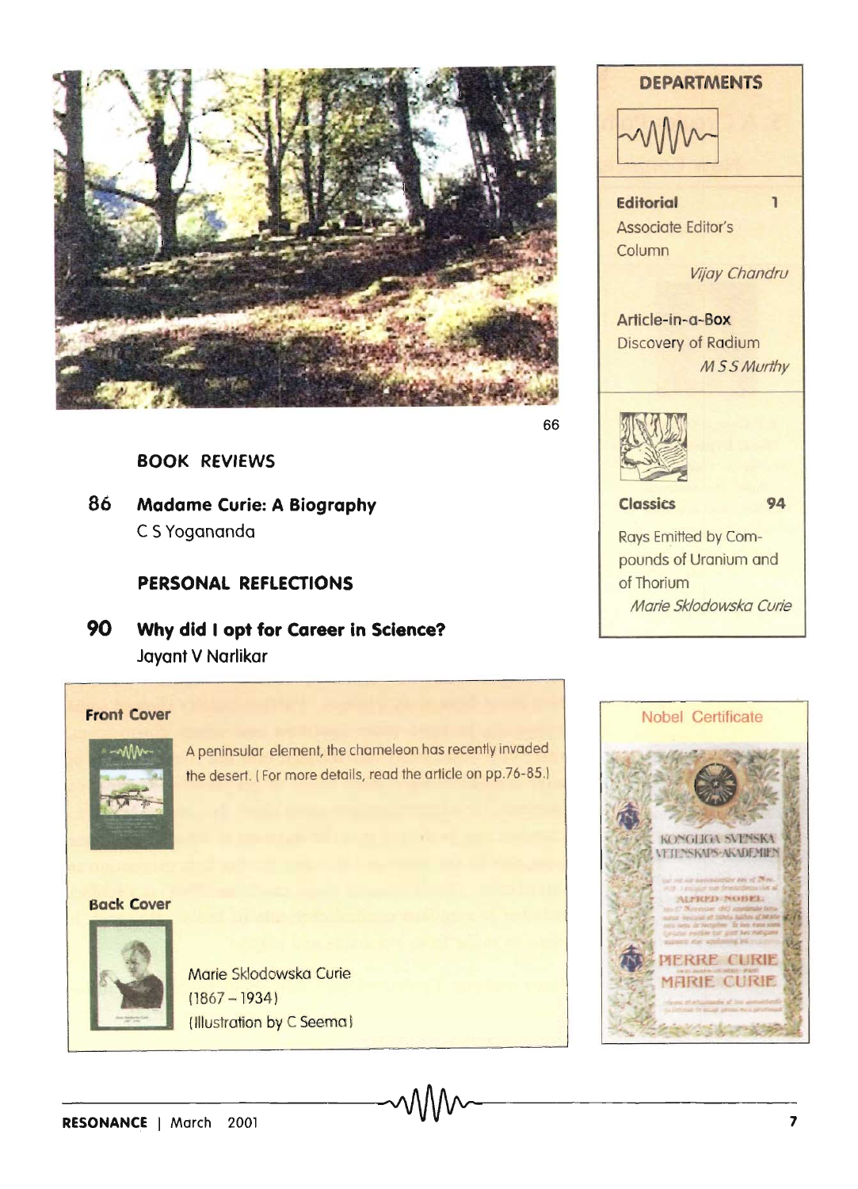66

## BOOK REVIEWS

**86** **Madame Curie: A Biography**
C S Yogananda

## PERSONAL REFLECTIONS

**90** **Why did I opt for Career in Science?**
Jayant V Narlikar

**Front Cover**

A peninsular element, the chameleon has recently invaded the desert. (For more details, read the article on pp.76-85.)

**Back Cover**

Marie Sklodowska Curie
(1867 – 1934)
(Illustration by C Seema)

## DEPARTMENTS

**Editorial** 1
Associate Editor's Column
*Vijay Chandru*

**Article-in-a-Box**
Discovery of Radium
*M S S Murthy*

**Classics** 94

Rays Emitted by Compounds of Uranium and of Thorium
*Marie Sklodowska Curie*

Nobel Certificate

KONGLIGA SVENSKA VETENSKAPS-AKADEMIEN

ALFRED NOBEL

PIERRE CURIE
MARIE CURIE